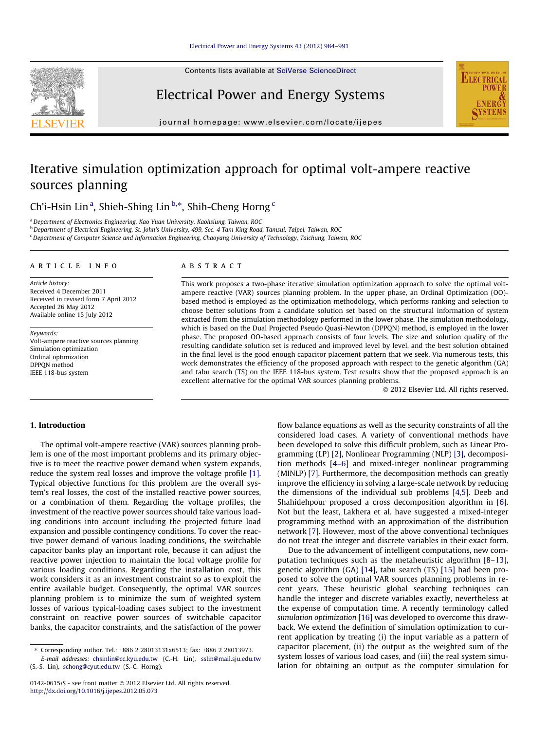# Iterative simulation optimization approach for optimal volt-ampere reactive sources planning

Ch'i-Hsin Lin [a], Shieh-Shing Lin [b,*], Shih-Cheng Horng [c]

[a] Department of Electronics Engineering, Kao Yuan University, Kaohsiung, Taiwan, ROC

[b] Department of Electrical Engineering, St. John's University, 499, Sec. 4 Tam King Road, Tamsui, Taipei, Taiwan, ROC

[c] Department of Computer Science and Information Engineering, Chaoyang University of Technology, Taichung, Taiwan, ROC

## ARTICLE INFO

*Article history:*
Received 4 December 2011
Received in revised form 7 April 2012
Accepted 26 May 2012
Available online 15 July 2012

*Keywords:*
Volt-ampere reactive sources planning
Simulation optimization
Ordinal optimization
DPPQN method
IEEE 118-bus system

## ABSTRACT

This work proposes a two-phase iterative simulation optimization approach to solve the optimal volt-ampere reactive (VAR) sources planning problem. In the upper phase, an Ordinal Optimization (OO)-based method is employed as the optimization methodology, which performs ranking and selection to choose better solutions from a candidate solution set based on the structural information of system extracted from the simulation methodology performed in the lower phase. The simulation methodology, which is based on the Dual Projected Pseudo Quasi-Newton (DPPQN) method, is employed in the lower phase. The proposed OO-based approach consists of four levels. The size and solution quality of the resulting candidate solution set is reduced and improved level by level, and the best solution obtained in the final level is the good enough capacitor placement pattern that we seek. Via numerous tests, this work demonstrates the efficiency of the proposed approach with respect to the genetic algorithm (GA) and tabu search (TS) on the IEEE 118-bus system. Test results show that the proposed approach is an excellent alternative for the optimal VAR sources planning problems.

© 2012 Elsevier Ltd. All rights reserved.

## 1. Introduction

The optimal volt-ampere reactive (VAR) sources planning problem is one of the most important problems and its primary objective is to meet the reactive power demand when system expands, reduce the system real losses and improve the voltage profile [1]. Typical objective functions for this problem are the overall system's real losses, the cost of the installed reactive power sources, or a combination of them. Regarding the voltage profiles, the investment of the reactive power sources should take various loading conditions into account including the projected future load expansion and possible contingency conditions. To cover the reactive power demand of various loading conditions, the switchable capacitor banks play an important role, because it can adjust the reactive power injection to maintain the local voltage profile for various loading conditions. Regarding the installation cost, this work considers it as an investment constraint so as to exploit the entire available budget. Consequently, the optimal VAR sources planning problem is to minimize the sum of weighted system losses of various typical-loading cases subject to the investment constraint on reactive power sources of switchable capacitor banks, the capacitor constraints, and the satisfaction of the power flow balance equations as well as the security constraints of all the considered load cases. A variety of conventional methods have been developed to solve this difficult problem, such as Linear Programming (LP) [2], Nonlinear Programming (NLP) [3], decomposition methods [4–6] and mixed-integer nonlinear programming (MINLP) [7]. Furthermore, the decomposition methods can greatly improve the efficiency in solving a large-scale network by reducing the dimensions of the individual sub problems [4,5]. Deeb and Shahidehpour proposed a cross decomposition algorithm in [6]. Not but the least, Lakhera et al. have suggested a mixed-integer programming method with an approximation of the distribution network [7]. However, most of the above conventional techniques do not treat the integer and discrete variables in their exact form.

Due to the advancement of intelligent computations, new computation techniques such as the metaheuristic algorithm [8–13], genetic algorithm (GA) [14], tabu search (TS) [15] had been proposed to solve the optimal VAR sources planning problems in recent years. These heuristic global searching techniques can handle the integer and discrete variables exactly, nevertheless at the expense of computation time. A recently terminology called *simulation optimization* [16] was developed to overcome this drawback. We extend the definition of simulation optimization to current application by treating (i) the input variable as a pattern of capacitor placement, (ii) the output as the weighted sum of the system losses of various load cases, and (iii) the real system simulation for obtaining an output as the computer simulation for

* Corresponding author. Tel.: +886 2 28013131x6513; fax: +886 2 28013973.
E-mail addresses: chsinlin@cc.kyu.edu.tw (C.-H. Lin), sslin@mail.sju.edu.tw (S.-S. Lin), schong@cyut.edu.tw (S.-C. Horng).

0142-0615/$ - see front matter © 2012 Elsevier Ltd. All rights reserved.
http://dx.doi.org/10.1016/j.ijepes.2012.05.073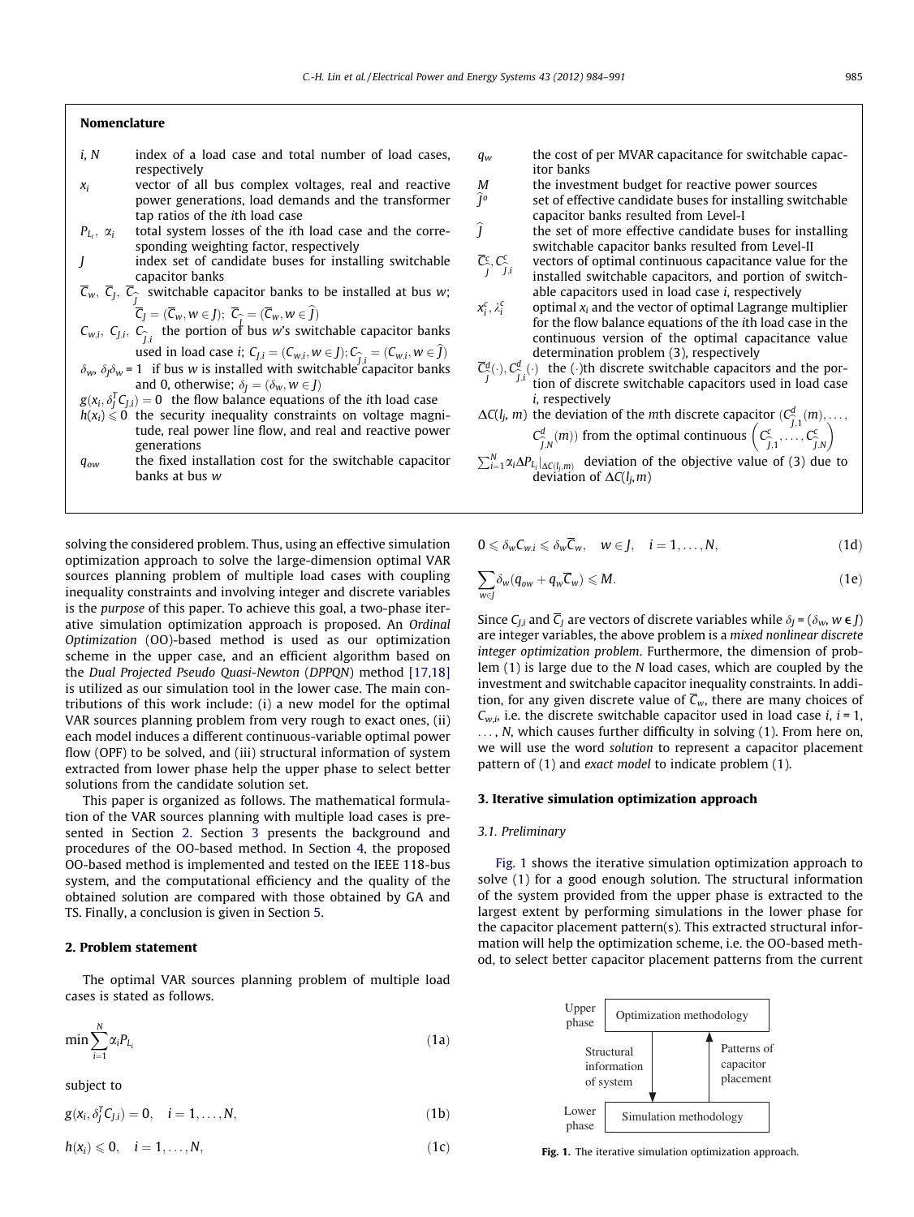## Nomenclature

| | |
|---|---|
| $i$, $N$ | index of a load case and total number of load cases, respectively |
| $x_i$ | vector of all bus complex voltages, real and reactive power generations, load demands and the transformer tap ratios of the $i$th load case |
| $P_{L_i}$, $\alpha_i$ | total system losses of the $i$th load case and the corresponding weighting factor, respectively |
| $J$ | index set of candidate buses for installing switchable capacitor banks |
| $\overline{C}_w$, $\overline{C}_J$, $\overline{C}_{\widehat{J}}$ | switchable capacitor banks to be installed at bus $w$; $\overline{C}_J = (\overline{C}_w, w \in J)$; $\overline{C}_{\widehat{J}} = (\overline{C}_w, w \in \widehat{J})$ |
| $C_{w,i}$, $C_{J,i}$, $C_{\widehat{J},i}$ | the portion of bus $w$'s switchable capacitor banks used in load case $i$; $C_{J,i} = (C_{w,i}, w \in J)$; $C_{\widehat{J},i} = (C_{w,i}, w \in \widehat{J})$ |
| $\delta_w$, $\delta_J$ | $\delta_w = 1$ if bus $w$ is installed with switchable capacitor banks and 0, otherwise; $\delta_J = (\delta_w, w \in J)$ |
| $g(x_i, \delta_J^T C_{J,i}) = 0$ | the flow balance equations of the $i$th load case |
| $h(x_i) \leqslant 0$ | the security inequality constraints on voltage magnitude, real power line flow, and real and reactive power generations |
| $q_{ow}$ | the fixed installation cost for the switchable capacitor banks at bus $w$ |
| $q_w$ | the cost of per MVAR capacitance for switchable capacitor banks |
| $M$ | the investment budget for reactive power sources |
| $\widehat{J}^o$ | set of effective candidate buses for installing switchable capacitor banks resulted from Level-I |
| $\widehat{J}$ | the set of more effective candidate buses for installing switchable capacitor banks resulted from Level-II |
| $\overline{C}^c_{\widehat{J}}$, $C^c_{\widehat{J},i}$ | vectors of optimal continuous capacitance value for the installed switchable capacitors, and portion of switchable capacitors used in load case $i$, respectively |
| $x^c_i$, $\lambda^c_i$ | optimal $x_i$ and the vector of optimal Lagrange multiplier for the flow balance equations of the $i$th load case in the continuous version of the optimal capacitance value determination problem (3), respectively |
| $\overline{C}^d_{\widehat{J}}(\cdot)$, $C^d_{\widehat{J},i}(\cdot)$ | the $(\cdot)$th discrete switchable capacitors and the portion of discrete switchable capacitors used in load case $i$, respectively |
| $\Delta C(l_j, m)$ | the deviation of the $m$th discrete capacitor $(C^d_{\widehat{J},1}(m), \ldots, C^d_{\widehat{J},N}(m))$ from the optimal continuous $\left(C^c_{\widehat{J},1}, \ldots, C^c_{\widehat{J},N}\right)$ |
| $\sum_{i=1}^N \alpha_i \Delta P_{L_i}\big\vert_{\Delta C(l_j,m)}$ | deviation of the objective value of (3) due to deviation of $\Delta C(l_j, m)$ |

solving the considered problem. Thus, using an effective simulation optimization approach to solve the large-dimension optimal VAR sources planning problem of multiple load cases with coupling inequality constraints and involving integer and discrete variables is the *purpose* of this paper. To achieve this goal, a two-phase iterative simulation optimization approach is proposed. An *Ordinal Optimization* (OO)-based method is used as our optimization scheme in the upper case, and an efficient algorithm based on the *Dual Projected Pseudo Quasi-Newton* (*DPPQN*) method [17,18] is utilized as our simulation tool in the lower case. The main contributions of this work include: (i) a new model for the optimal VAR sources planning problem from very rough to exact ones, (ii) each model induces a different continuous-variable optimal power flow (OPF) to be solved, and (iii) structural information of system extracted from lower phase help the upper phase to select better solutions from the candidate solution set.

This paper is organized as follows. The mathematical formulation of the VAR sources planning with multiple load cases is presented in Section 2. Section 3 presents the background and procedures of the OO-based method. In Section 4, the proposed OO-based method is implemented and tested on the IEEE 118-bus system, and the computational efficiency and the quality of the obtained solution are compared with those obtained by GA and TS. Finally, a conclusion is given in Section 5.

## 2. Problem statement

The optimal VAR sources planning problem of multiple load cases is stated as follows.

$$\min \sum_{i=1}^{N} \alpha_i P_{L_i} \tag{1a}$$

subject to

$$g(x_i, \delta_J^T C_{J,i}) = 0, \quad i = 1, \ldots, N, \tag{1b}$$

$$h(x_i) \leqslant 0, \quad i = 1, \ldots, N, \tag{1c}$$

$$0 \leqslant \delta_w C_{w,i} \leqslant \delta_w \overline{C}_w, \quad w \in J, \quad i = 1, \ldots, N, \tag{1d}$$

$$\sum_{w \in J} \delta_w (q_{ow} + q_w \overline{C}_w) \leqslant M. \tag{1e}$$

Since $C_{J,i}$ and $\overline{C}_J$ are vectors of discrete variables while $\delta_J = (\delta_w, w \in J)$ are integer variables, the above problem is a *mixed nonlinear discrete integer optimization problem*. Furthermore, the dimension of problem (1) is large due to the $N$ load cases, which are coupled by the investment and switchable capacitor inequality constraints. In addition, for any given discrete value of $\overline{C}_w$, there are many choices of $C_{w,i}$, i.e. the discrete switchable capacitor used in load case $i$, $i = 1, \ldots, N$, which causes further difficulty in solving (1). From here on, we will use the word *solution* to represent a capacitor placement pattern of (1) and *exact model* to indicate problem (1).

## 3. Iterative simulation optimization approach

### 3.1. Preliminary

Fig. 1 shows the iterative simulation optimization approach to solve (1) for a good enough solution. The structural information of the system provided from the upper phase is extracted to the largest extent by performing simulations in the lower phase for the capacitor placement pattern(s). This extracted structural information will help the optimization scheme, i.e. the OO-based method, to select better capacitor placement patterns from the current

Upper phase: Optimization methodology → Structural information of system → Lower phase: Simulation methodology → Patterns of capacitor placement

**Fig. 1.** The iterative simulation optimization approach.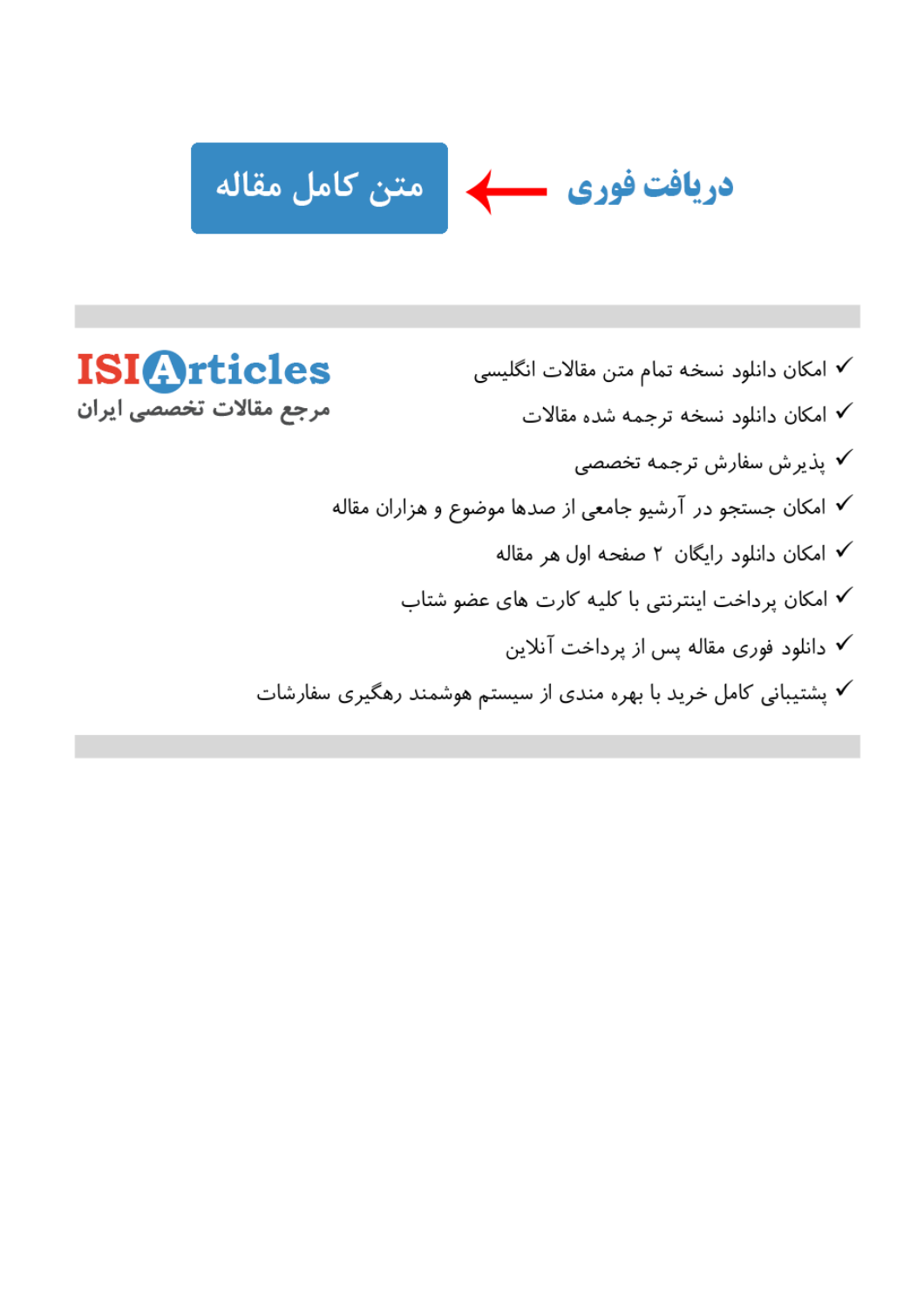دریافت فوری ← متن کامل مقاله

**ISIArticles**
مرجع مقالات تخصصی ایران

- ✓ امکان دانلود نسخه تمام متن مقالات انگلیسی
- ✓ امکان دانلود نسخه ترجمه شده مقالات
- ✓ پذیرش سفارش ترجمه تخصصی
- ✓ امکان جستجو در آرشیو جامعی از صدها موضوع و هزاران مقاله
- ✓ امکان دانلود رایگان ۲ صفحه اول هر مقاله
- ✓ امکان پرداخت اینترنتی با کلیه کارت های عضو شتاب
- ✓ دانلود فوری مقاله پس از پرداخت آنلاین
- ✓ پشتیبانی کامل خرید با بهره مندی از سیستم هوشمند رهگیری سفارشات